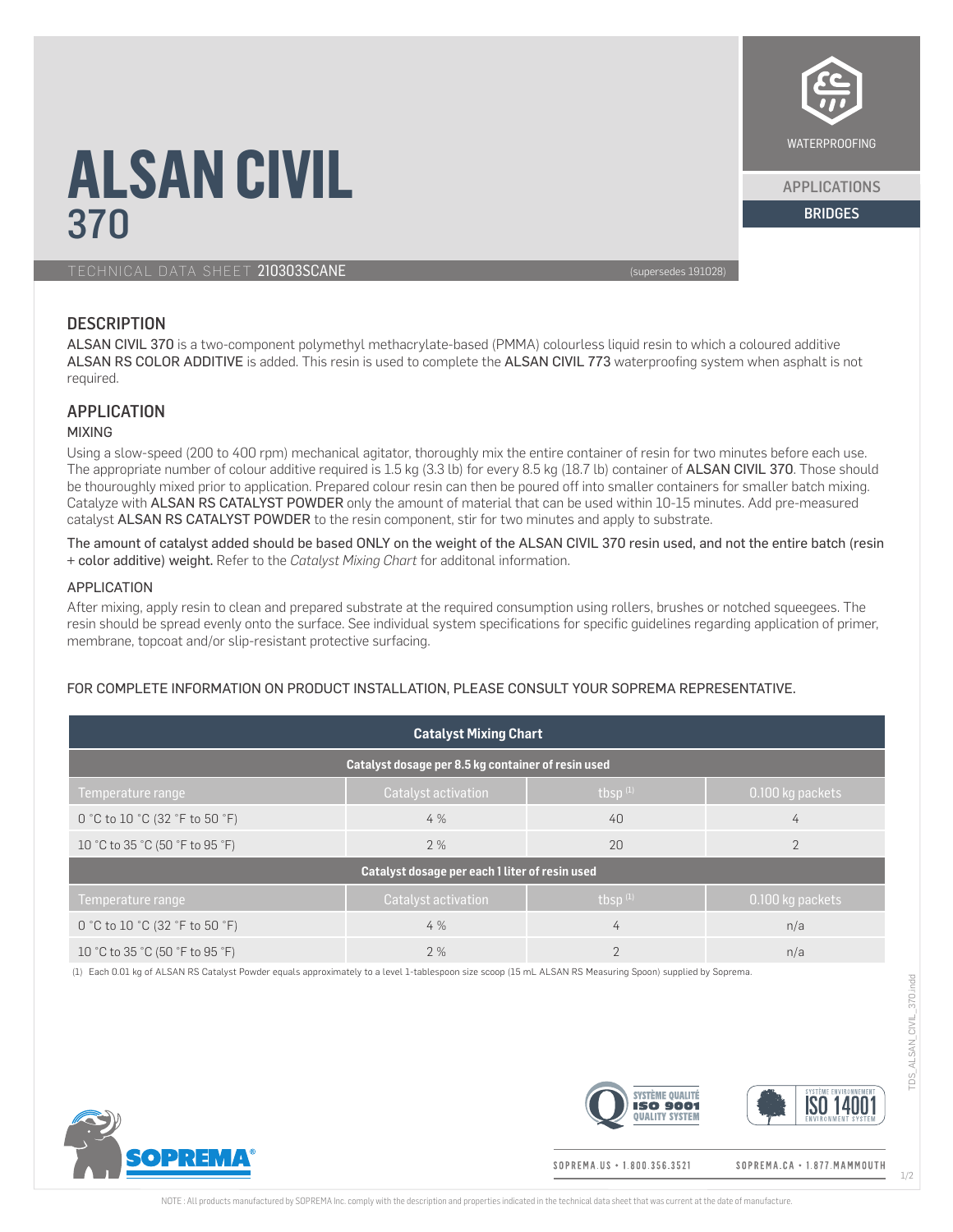WATERPROOFING

APPLICATIONS

BRIDGES

# ALSAN CIVIL 370

TECHNICAL DATA SHEET 210303SCANE (supersedes 191028)

## DESCRIPTION

ALSAN CIVIL 370 is a two-component polymethyl methacrylate-based (PMMA) colourless liquid resin to which a coloured additive ALSAN RS COLOR ADDITIVE is added. This resin is used to complete the ALSAN CIVIL 773 waterproofing system when asphalt is not required.

## APPLICATION

### MIXING

Using a slow-speed (200 to 400 rpm) mechanical agitator, thoroughly mix the entire container of resin for two minutes before each use. The appropriate number of colour additive required is 1.5 kg (3.3 lb) for every 8.5 kg (18.7 lb) container of ALSAN CIVIL 370. Those should be thouroughly mixed prior to application. Prepared colour resin can then be poured off into smaller containers for smaller batch mixing. Catalyze with ALSAN RS CATALYST POWDER only the amount of material that can be used within 10-15 minutes. Add pre-measured catalyst ALSAN RS CATALYST POWDER to the resin component, stir for two minutes and apply to substrate.

The amount of catalyst added should be based ONLY on the weight of the ALSAN CIVIL 370 resin used, and not the entire batch (resin + color additive) weight. Refer to the *Catalyst Mixing Chart* for additonal information.

### APPLICATION

After mixing, apply resin to clean and prepared substrate at the required consumption using rollers, brushes or notched squeegees. The resin should be spread evenly onto the surface. See individual system specifications for specific guidelines regarding application of primer, membrane, topcoat and/or slip-resistant protective surfacing.

FOR COMPLETE INFORMATION ON PRODUCT INSTALLATION, PLEASE CONSULT YOUR SOPREMA REPRESENTATIVE.

| Catalyst Mixing Chart | | | |
|---|---|---|---|
| **Catalyst dosage per 8.5 kg container of resin used** | | | |
| Temperature range | Catalyst activation | tbsp [1] | 0.100 kg packets |
| 0 °C to 10 °C (32 °F to 50 °F) | 4 % | 40 | 4 |
| 10 °C to 35 °C (50 °F to 95 °F) | 2 % | 20 | 2 |
| **Catalyst dosage per each 1 liter of resin used** | | | |
| Temperature range | Catalyst activation | tbsp [1] | 0.100 kg packets |
| 0 °C to 10 °C (32 °F to 50 °F) | 4 % | 4 | n/a |
| 10 °C to 35 °C (50 °F to 95 °F) | 2 % | 2 | n/a |

(1) Each 0.01 kg of ALSAN RS Catalyst Powder equals approximately to a level 1-tablespoon size scoop (15 mL ALSAN RS Measuring Spoon) supplied by Soprema.

SOPREMA.US • 1.800.356.3521 SOPREMA.CA • 1.877.MAMMOUTH

NOTE : All products manufactured by SOPREMA Inc. comply with the description and properties indicated in the technical data sheet that was current at the date of manufacture.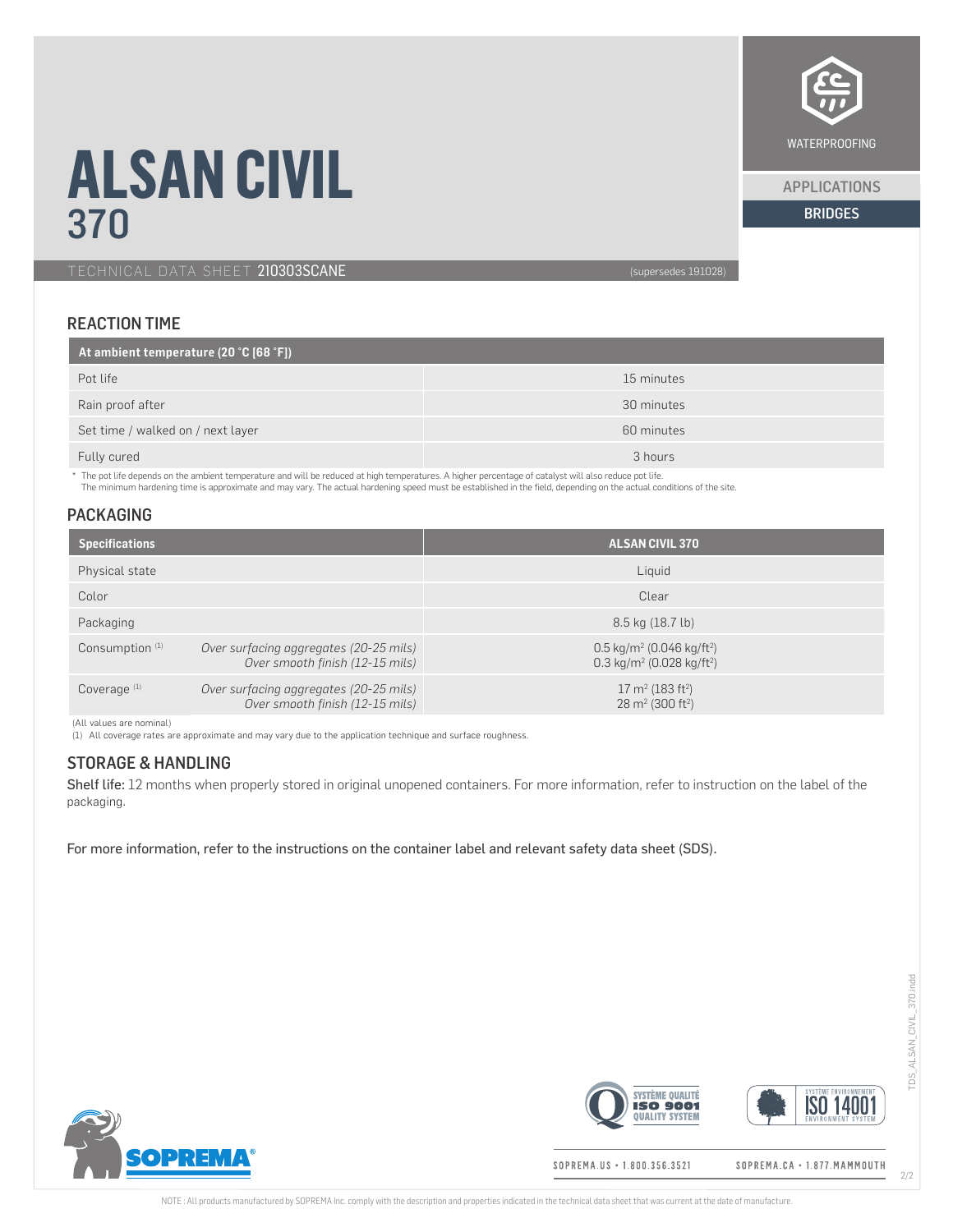# ALSAN CIVIL 370

TECHNICAL DATA SHEET 210303SCANE (supersedes 191028)

WATERPROOFING

APPLICATIONS

BRIDGES

## REACTION TIME

| At ambient temperature (20 °C [68 °F]) | |
|---|---|
| Pot life | 15 minutes |
| Rain proof after | 30 minutes |
| Set time / walked on / next layer | 60 minutes |
| Fully cured | 3 hours |

* The pot life depends on the ambient temperature and will be reduced at high temperatures. A higher percentage of catalyst will also reduce pot life.
The minimum hardening time is approximate and may vary. The actual hardening speed must be established in the field, depending on the actual conditions of the site.

## PACKAGING

| Specifications | | ALSAN CIVIL 370 |
|---|---|---|
| Physical state | | Liquid |
| Color | | Clear |
| Packaging | | 8.5 kg (18.7 lb) |
| Consumption (1) | *Over surfacing aggregates (20-25 mils)*<br>*Over smooth finish (12-15 mils)* | 0.5 kg/m² (0.046 kg/ft²)<br>0.3 kg/m² (0.028 kg/ft²) |
| Coverage (1) | *Over surfacing aggregates (20-25 mils)*<br>*Over smooth finish (12-15 mils)* | 17 m² (183 ft²)<br>28 m² (300 ft²) |

(All values are nominal)
(1) All coverage rates are approximate and may vary due to the application technique and surface roughness.

## STORAGE & HANDLING

Shelf life: 12 months when properly stored in original unopened containers. For more information, refer to instruction on the label of the packaging.

For more information, refer to the instructions on the container label and relevant safety data sheet (SDS).

SOPREMA.US • 1.800.356.3521 SOPREMA.CA • 1.877.MAMMOUTH

NOTE : All products manufactured by SOPREMA Inc. comply with the description and properties indicated in the technical data sheet that was current at the date of manufacture.